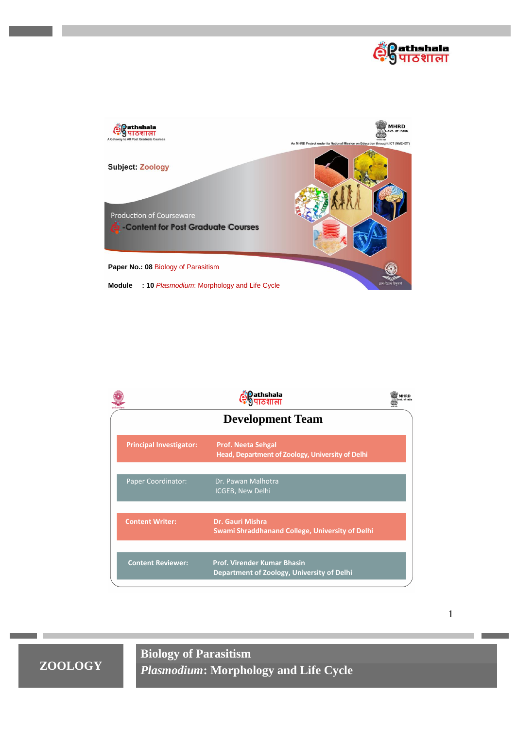Subject: Zoology

Production of Courseware

e-Content for Post Graduate Courses

**Paper No.: 08** Biology of Parasitism

**Module : 10** *Plasmodium*: Morphology and Life Cycle

## Development Team

| | |
|---|---|
| **Principal Investigator:** | **Prof. Neeta Sehgal**<br>**Head, Department of Zoology, University of Delhi** |
| Paper Coordinator: | Dr. Pawan Malhotra<br>ICGEB, New Delhi |
| **Content Writer:** | **Dr. Gauri Mishra**<br>**Swami Shraddhanand College, University of Delhi** |
| **Content Reviewer:** | **Prof. Virender Kumar Bhasin**<br>**Department of Zoology, University of Delhi** |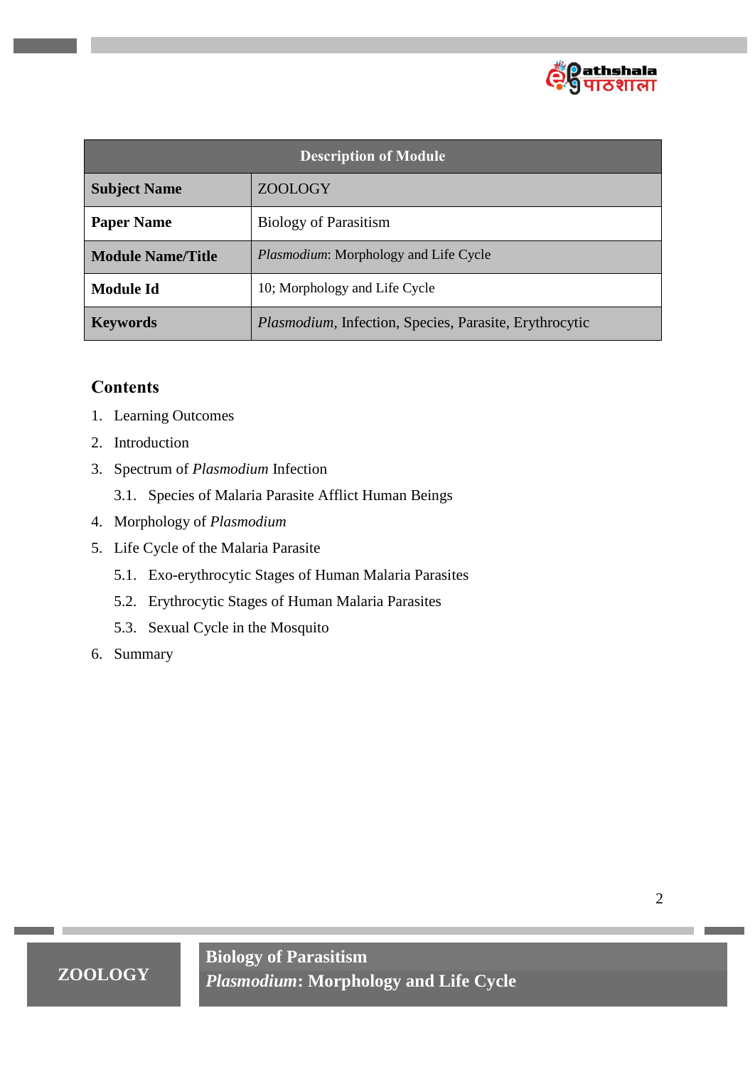| Description of Module | |
|---|---|
| **Subject Name** | ZOOLOGY |
| **Paper Name** | Biology of Parasitism |
| **Module Name/Title** | *Plasmodium*: Morphology and Life Cycle |
| **Module Id** | 10; Morphology and Life Cycle |
| **Keywords** | *Plasmodium*, Infection, Species, Parasite, Erythrocytic |

## Contents

1. Learning Outcomes
2. Introduction
3. Spectrum of *Plasmodium* Infection
   3.1. Species of Malaria Parasite Afflict Human Beings
4. Morphology of *Plasmodium*
5. Life Cycle of the Malaria Parasite
   5.1. Exo-erythrocytic Stages of Human Malaria Parasites
   5.2. Erythrocytic Stages of Human Malaria Parasites
   5.3. Sexual Cycle in the Mosquito
6. Summary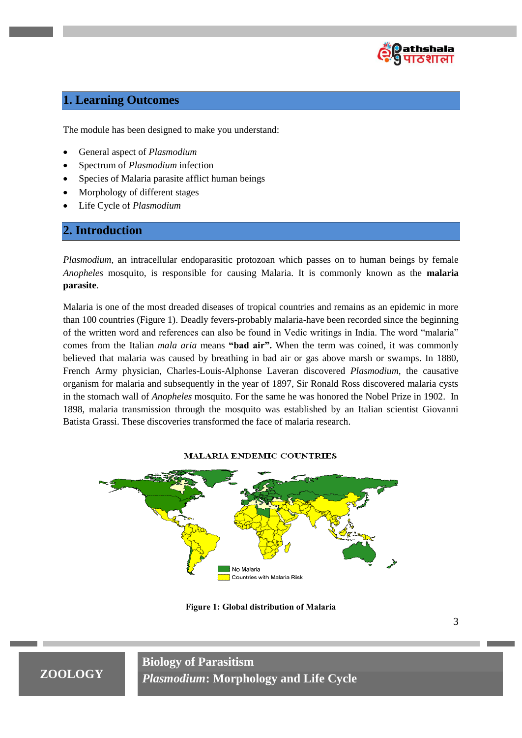## 1. Learning Outcomes

The module has been designed to make you understand:

- General aspect of *Plasmodium*
- Spectrum of *Plasmodium* infection
- Species of Malaria parasite afflict human beings
- Morphology of different stages
- Life Cycle of *Plasmodium*

## 2. Introduction

*Plasmodium*, an intracellular endoparasitic protozoan which passes on to human beings by female *Anopheles* mosquito, is responsible for causing Malaria. It is commonly known as the **malaria parasite**.

Malaria is one of the most dreaded diseases of tropical countries and remains as an epidemic in more than 100 countries (Figure 1). Deadly fevers-probably malaria-have been recorded since the beginning of the written word and references can also be found in Vedic writings in India. The word "malaria" comes from the Italian *mala aria* means **"bad air".** When the term was coined, it was commonly believed that malaria was caused by breathing in bad air or gas above marsh or swamps. In 1880, French Army physician, Charles-Louis-Alphonse Laveran discovered *Plasmodium*, the causative organism for malaria and subsequently in the year of 1897, Sir Ronald Ross discovered malaria cysts in the stomach wall of *Anopheles* mosquito. For the same he was honored the Nobel Prize in 1902. In 1898, malaria transmission through the mosquito was established by an Italian scientist Giovanni Batista Grassi. These discoveries transformed the face of malaria research.

MALARIA ENDEMIC COUNTRIES

No Malaria
Countries with Malaria Risk

**Figure 1: Global distribution of Malaria**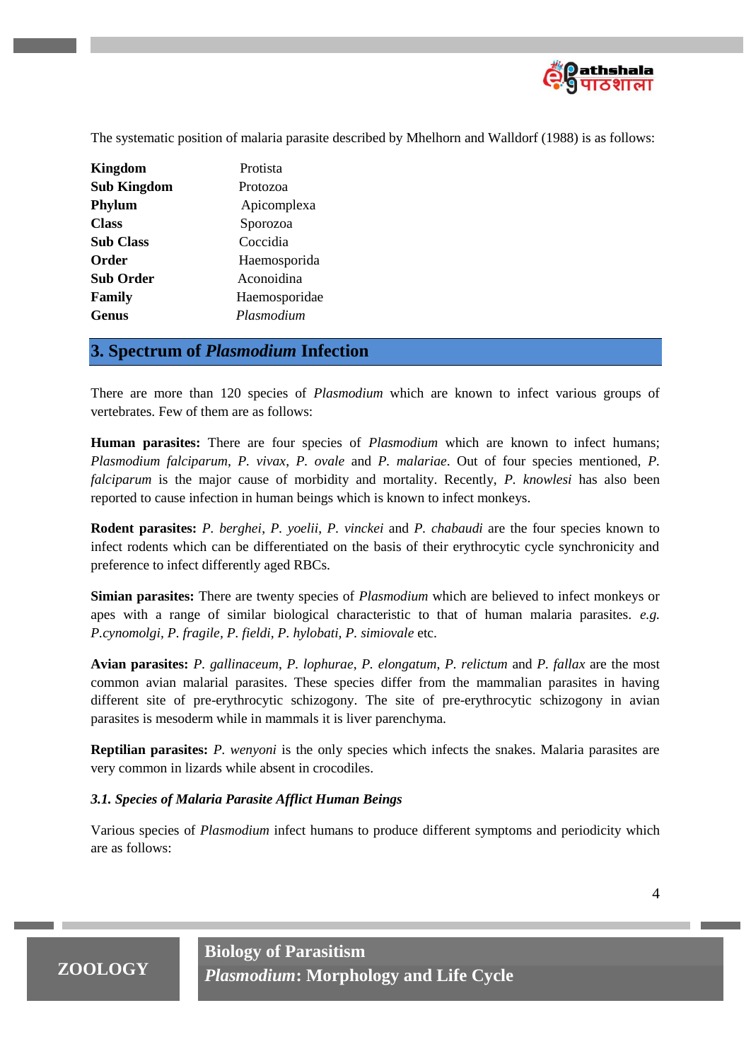The systematic position of malaria parasite described by Mhelhorn and Walldorf (1988) is as follows:

| | |
|---|---|
| **Kingdom** | Protista |
| **Sub Kingdom** | Protozoa |
| **Phylum** | Apicomplexa |
| **Class** | Sporozoa |
| **Sub Class** | Coccidia |
| **Order** | Haemosporida |
| **Sub Order** | Aconoidina |
| **Family** | Haemosporidae |
| **Genus** | *Plasmodium* |

## 3. Spectrum of *Plasmodium* Infection

There are more than 120 species of *Plasmodium* which are known to infect various groups of vertebrates. Few of them are as follows:

**Human parasites:** There are four species of *Plasmodium* which are known to infect humans; *Plasmodium falciparum*, *P. vivax*, *P. ovale* and *P. malariae*. Out of four species mentioned, *P. falciparum* is the major cause of morbidity and mortality. Recently, *P. knowlesi* has also been reported to cause infection in human beings which is known to infect monkeys.

**Rodent parasites:** *P. berghei*, *P. yoelii*, *P. vinckei* and *P. chabaudi* are the four species known to infect rodents which can be differentiated on the basis of their erythrocytic cycle synchronicity and preference to infect differently aged RBCs.

**Simian parasites:** There are twenty species of *Plasmodium* which are believed to infect monkeys or apes with a range of similar biological characteristic to that of human malaria parasites. *e.g. P.cynomolgi*, *P. fragile*, *P. fieldi*, *P. hylobati*, *P. simiovale* etc.

**Avian parasites:** *P. gallinaceum*, *P. lophurae*, *P. elongatum*, *P. relictum* and *P. fallax* are the most common avian malarial parasites. These species differ from the mammalian parasites in having different site of pre-erythrocytic schizogony. The site of pre-erythrocytic schizogony in avian parasites is mesoderm while in mammals it is liver parenchyma.

**Reptilian parasites:** *P. wenyoni* is the only species which infects the snakes. Malaria parasites are very common in lizards while absent in crocodiles.

### *3.1. Species of Malaria Parasite Afflict Human Beings*

Various species of *Plasmodium* infect humans to produce different symptoms and periodicity which are as follows: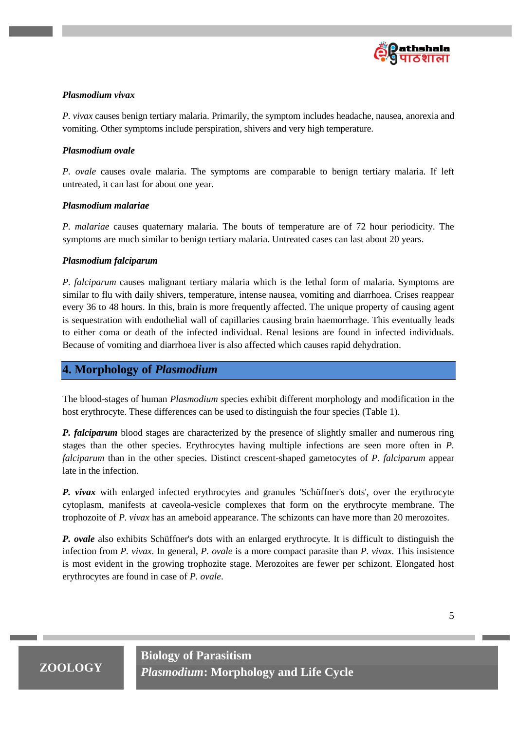#### *Plasmodium vivax*

*P. vivax* causes benign tertiary malaria. Primarily, the symptom includes headache, nausea, anorexia and vomiting. Other symptoms include perspiration, shivers and very high temperature.

#### *Plasmodium ovale*

*P. ovale* causes ovale malaria. The symptoms are comparable to benign tertiary malaria. If left untreated, it can last for about one year.

#### *Plasmodium malariae*

*P. malariae* causes quaternary malaria. The bouts of temperature are of 72 hour periodicity. The symptoms are much similar to benign tertiary malaria. Untreated cases can last about 20 years.

#### *Plasmodium falciparum*

*P. falciparum* causes malignant tertiary malaria which is the lethal form of malaria. Symptoms are similar to flu with daily shivers, temperature, intense nausea, vomiting and diarrhoea. Crises reappear every 36 to 48 hours. In this, brain is more frequently affected. The unique property of causing agent is sequestration with endothelial wall of capillaries causing brain haemorrhage. This eventually leads to either coma or death of the infected individual. Renal lesions are found in infected individuals. Because of vomiting and diarrhoea liver is also affected which causes rapid dehydration.

## 4. Morphology of *Plasmodium*

The blood-stages of human *Plasmodium* species exhibit different morphology and modification in the host erythrocyte. These differences can be used to distinguish the four species (Table 1).

***P. falciparum*** blood stages are characterized by the presence of slightly smaller and numerous ring stages than the other species. Erythrocytes having multiple infections are seen more often in *P. falciparum* than in the other species. Distinct crescent-shaped gametocytes of *P. falciparum* appear late in the infection.

***P. vivax*** with enlarged infected erythrocytes and granules 'Schüffner's dots', over the erythrocyte cytoplasm, manifests at caveola-vesicle complexes that form on the erythrocyte membrane. The trophozoite of *P. vivax* has an ameboid appearance. The schizonts can have more than 20 merozoites.

***P. ovale*** also exhibits Schüffner's dots with an enlarged erythrocyte. It is difficult to distinguish the infection from *P. vivax*. In general, *P. ovale* is a more compact parasite than *P. vivax*. This insistence is most evident in the growing trophozite stage. Merozoites are fewer per schizont. Elongated host erythrocytes are found in case of *P. ovale*.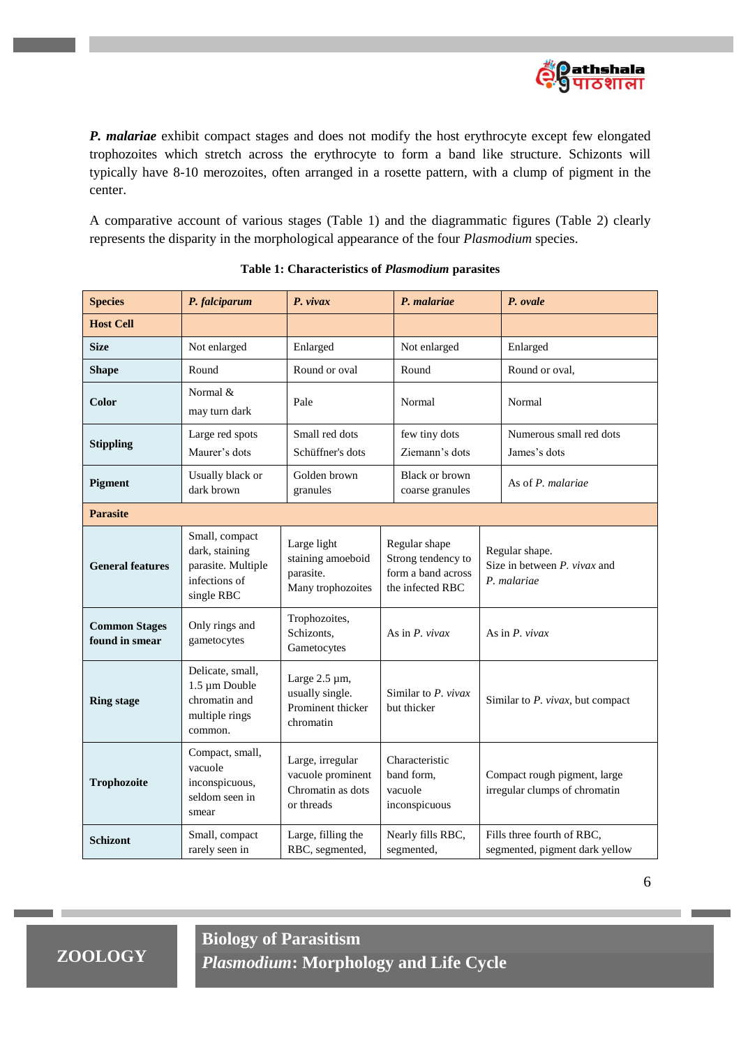***P. malariae*** exhibit compact stages and does not modify the host erythrocyte except few elongated trophozoites which stretch across the erythrocyte to form a band like structure. Schizonts will typically have 8-10 merozoites, often arranged in a rosette pattern, with a clump of pigment in the center.

A comparative account of various stages (Table 1) and the diagrammatic figures (Table 2) clearly represents the disparity in the morphological appearance of the four *Plasmodium* species.

**Table 1: Characteristics of *Plasmodium* parasites**

| **Species** | ***P. falciparum*** | ***P. vivax*** | ***P. malariae*** | ***P. ovale*** |
|---|---|---|---|---|
| **Host Cell** | | | | |
| **Size** | Not enlarged | Enlarged | Not enlarged | Enlarged |
| **Shape** | Round | Round or oval | Round | Round or oval, |
| **Color** | Normal & may turn dark | Pale | Normal | Normal |
| **Stippling** | Large red spots Maurer's dots | Small red dots Schüffner's dots | few tiny dots Ziemann's dots | Numerous small red dots James's dots |
| **Pigment** | Usually black or dark brown | Golden brown granules | Black or brown coarse granules | As of *P. malariae* |
| **Parasite** | | | | |
| **General features** | Small, compact dark, staining parasite. Multiple infections of single RBC | Large light staining amoeboid parasite. Many trophozoites | Regular shape Strong tendency to form a band across the infected RBC | Regular shape. Size in between *P. vivax* and *P. malariae* |
| **Common Stages found in smear** | Only rings and gametocytes | Trophozoites, Schizonts, Gametocytes | As in *P. vivax* | As in *P. vivax* |
| **Ring stage** | Delicate, small, 1.5 µm Double chromatin and multiple rings common. | Large 2.5 µm, usually single. Prominent thicker chromatin | Similar to *P. vivax* but thicker | Similar to *P. vivax*, but compact |
| **Trophozoite** | Compact, small, vacuole inconspicuous, seldom seen in smear | Large, irregular vacuole prominent Chromatin as dots or threads | Characteristic band form, vacuole inconspicuous | Compact rough pigment, large irregular clumps of chromatin |
| **Schizont** | Small, compact rarely seen in | Large, filling the RBC, segmented, | Nearly fills RBC, segmented, | Fills three fourth of RBC, segmented, pigment dark yellow |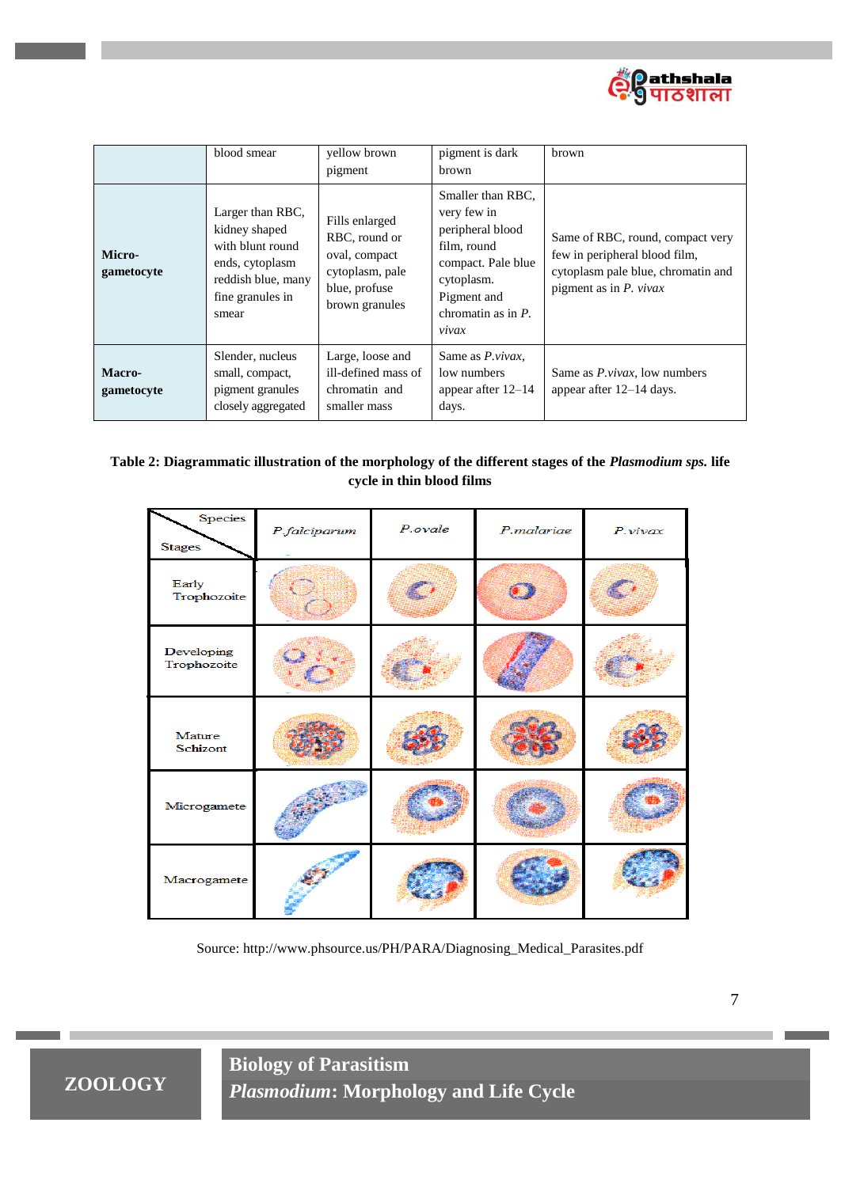|  | blood smear | yellow brown pigment | pigment is dark brown | brown |
|---|---|---|---|---|
| **Micro-gametocyte** | Larger than RBC, kidney shaped with blunt round ends, cytoplasm reddish blue, many fine granules in smear | Fills enlarged RBC, round or oval, compact cytoplasm, pale blue, profuse brown granules | Smaller than RBC, very few in peripheral blood film, round compact. Pale blue cytoplasm. Pigment and chromatin as in *P. vivax* | Same of RBC, round, compact very few in peripheral blood film, cytoplasm pale blue, chromatin and pigment as in *P. vivax* |
| **Macro-gametocyte** | Slender, nucleus small, compact, pigment granules closely aggregated | Large, loose and ill-defined mass of chromatin and smaller mass | Same as *P.vivax*, low numbers appear after 12–14 days. | Same as *P.vivax*, low numbers appear after 12–14 days. |

**Table 2: Diagrammatic illustration of the morphology of the different stages of the *Plasmodium sps.* life cycle in thin blood films**

| Stages \ Species | P.falciparum | P.ovale | P.malariae | P.vivax |
|---|---|---|---|---|
| Early Trophozoite | | | | |
| Developing Trophozoite | | | | |
| Mature Schizont | | | | |
| Microgamete | | | | |
| Macrogamete | | | | |

Source: http://www.phsource.us/PH/PARA/Diagnosing_Medical_Parasites.pdf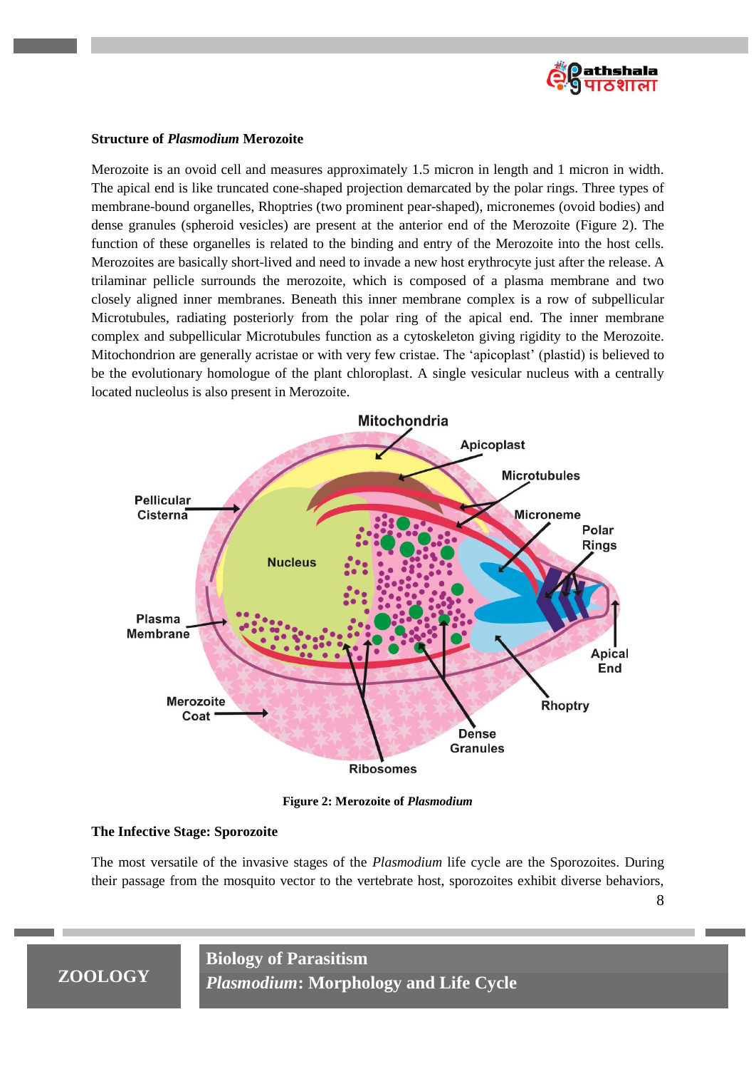**Structure of *Plasmodium* Merozoite**

Merozoite is an ovoid cell and measures approximately 1.5 micron in length and 1 micron in width. The apical end is like truncated cone-shaped projection demarcated by the polar rings. Three types of membrane-bound organelles, Rhoptries (two prominent pear-shaped), micronemes (ovoid bodies) and dense granules (spheroid vesicles) are present at the anterior end of the Merozoite (Figure 2). The function of these organelles is related to the binding and entry of the Merozoite into the host cells. Merozoites are basically short-lived and need to invade a new host erythrocyte just after the release. A trilaminar pellicle surrounds the merozoite, which is composed of a plasma membrane and two closely aligned inner membranes. Beneath this inner membrane complex is a row of subpellicular Microtubules, radiating posteriorly from the polar ring of the apical end. The inner membrane complex and subpellicular Microtubules function as a cytoskeleton giving rigidity to the Merozoite. Mitochondrion are generally acristae or with very few cristae. The 'apicoplast' (plastid) is believed to be the evolutionary homologue of the plant chloroplast. A single vesicular nucleus with a centrally located nucleolus is also present in Merozoite.

**Figure 2: Merozoite of *Plasmodium***

**The Infective Stage: Sporozoite**

The most versatile of the invasive stages of the *Plasmodium* life cycle are the Sporozoites. During their passage from the mosquito vector to the vertebrate host, sporozoites exhibit diverse behaviors,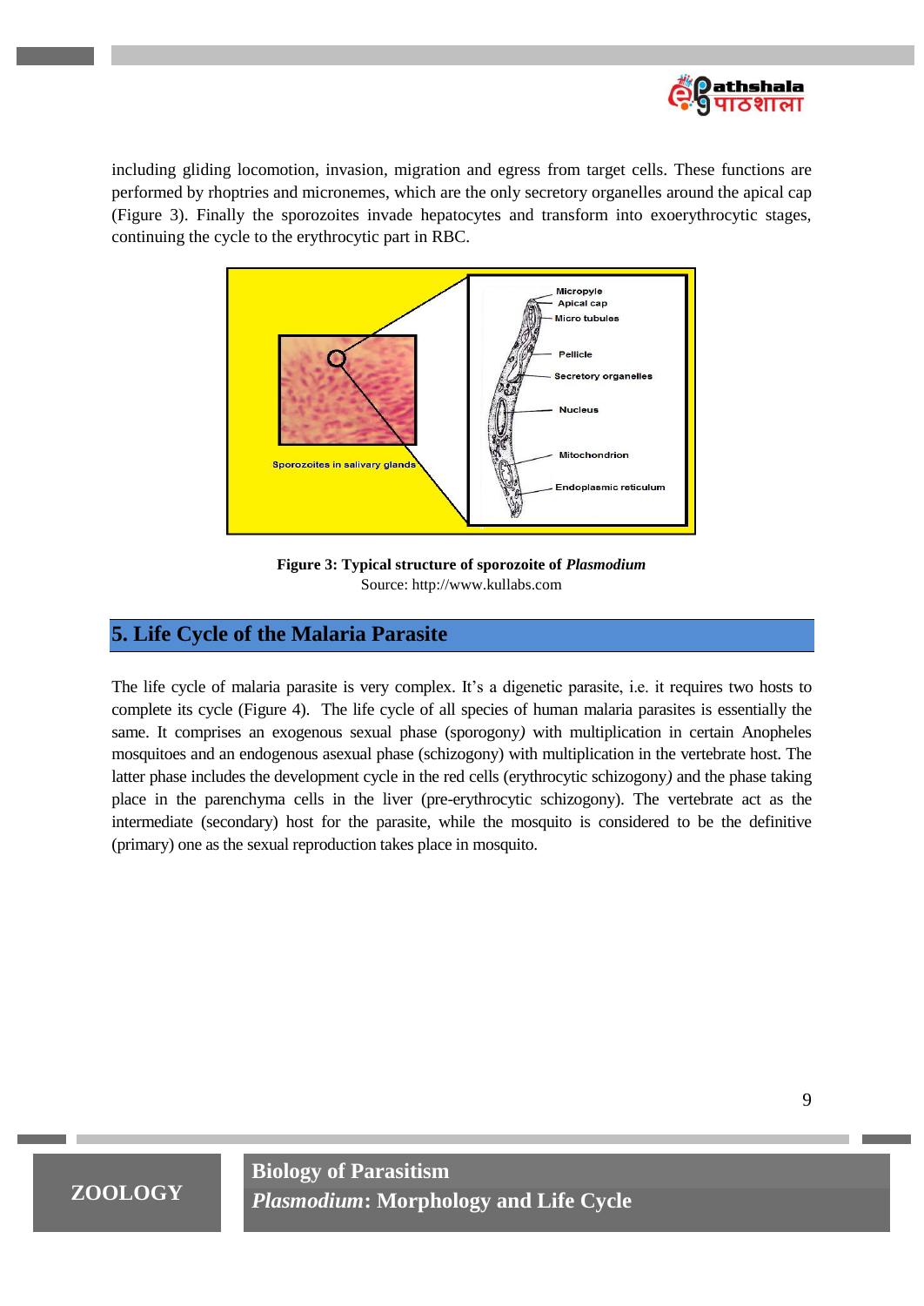including gliding locomotion, invasion, migration and egress from target cells. These functions are performed by rhoptries and micronemes, which are the only secretory organelles around the apical cap (Figure 3). Finally the sporozoites invade hepatocytes and transform into exoerythrocytic stages, continuing the cycle to the erythrocytic part in RBC.

**Figure 3: Typical structure of sporozoite of *Plasmodium***
Source: http://www.kullabs.com

## 5. Life Cycle of the Malaria Parasite

The life cycle of malaria parasite is very complex. It's a digenetic parasite, i.e. it requires two hosts to complete its cycle (Figure 4). The life cycle of all species of human malaria parasites is essentially the same. It comprises an exogenous sexual phase (sporogony) with multiplication in certain Anopheles mosquitoes and an endogenous asexual phase (schizogony) with multiplication in the vertebrate host. The latter phase includes the development cycle in the red cells (erythrocytic schizogony) and the phase taking place in the parenchyma cells in the liver (pre-erythrocytic schizogony). The vertebrate act as the intermediate (secondary) host for the parasite, while the mosquito is considered to be the definitive (primary) one as the sexual reproduction takes place in mosquito.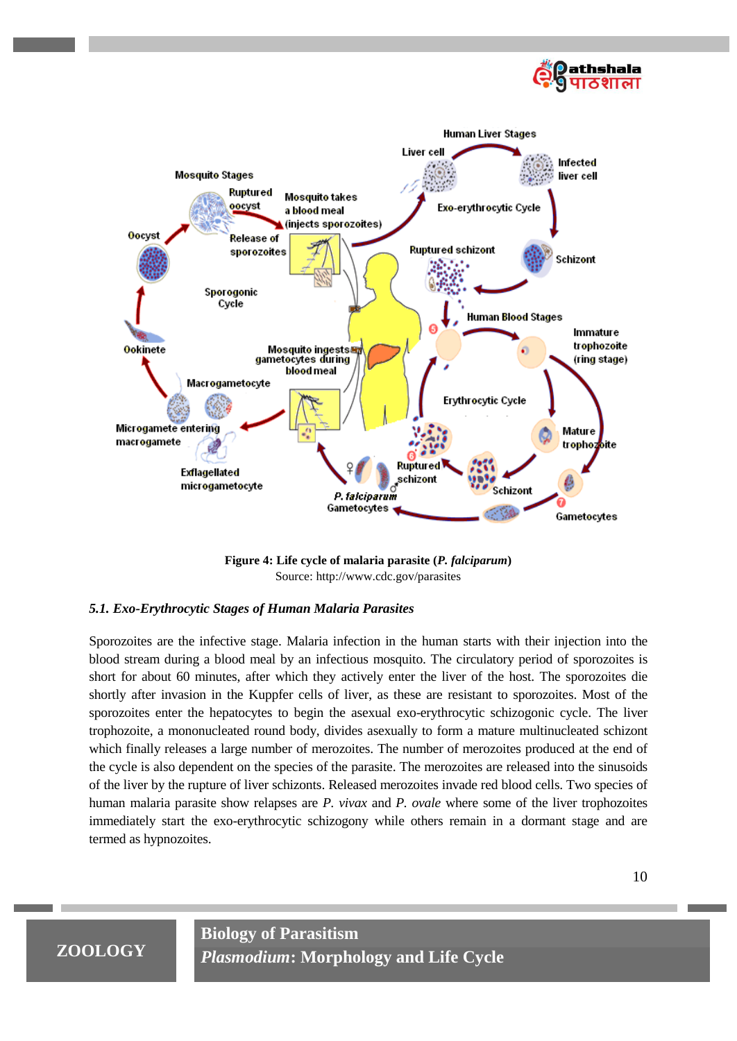**Figure 4: Life cycle of malaria parasite (*P. falciparum*)**
Source: http://www.cdc.gov/parasites

### *5.1. Exo-Erythrocytic Stages of Human Malaria Parasites*

Sporozoites are the infective stage. Malaria infection in the human starts with their injection into the blood stream during a blood meal by an infectious mosquito. The circulatory period of sporozoites is short for about 60 minutes, after which they actively enter the liver of the host. The sporozoites die shortly after invasion in the Kuppfer cells of liver, as these are resistant to sporozoites. Most of the sporozoites enter the hepatocytes to begin the asexual exo-erythrocytic schizogonic cycle. The liver trophozoite, a mononucleated round body, divides asexually to form a mature multinucleated schizont which finally releases a large number of merozoites. The number of merozoites produced at the end of the cycle is also dependent on the species of the parasite. The merozoites are released into the sinusoids of the liver by the rupture of liver schizonts. Released merozoites invade red blood cells. Two species of human malaria parasite show relapses are *P. vivax* and *P. ovale* where some of the liver trophozoites immediately start the exo-erythrocytic schizogony while others remain in a dormant stage and are termed as hypnozoites.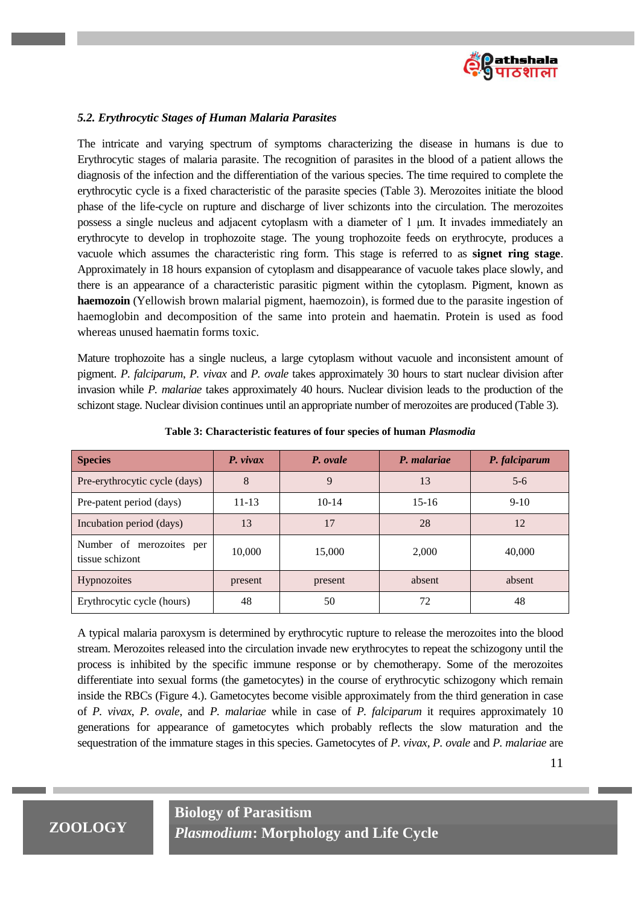### *5.2. Erythrocytic Stages of Human Malaria Parasites*

The intricate and varying spectrum of symptoms characterizing the disease in humans is due to Erythrocytic stages of malaria parasite. The recognition of parasites in the blood of a patient allows the diagnosis of the infection and the differentiation of the various species. The time required to complete the erythrocytic cycle is a fixed characteristic of the parasite species (Table 3). Merozoites initiate the blood phase of the life-cycle on rupture and discharge of liver schizonts into the circulation. The merozoites possess a single nucleus and adjacent cytoplasm with a diameter of 1 µm. It invades immediately an erythrocyte to develop in trophozoite stage. The young trophozoite feeds on erythrocyte, produces a vacuole which assumes the characteristic ring form. This stage is referred to as **signet ring stage**. Approximately in 18 hours expansion of cytoplasm and disappearance of vacuole takes place slowly, and there is an appearance of a characteristic parasitic pigment within the cytoplasm. Pigment, known as **haemozoin** (Yellowish brown malarial pigment, haemozoin), is formed due to the parasite ingestion of haemoglobin and decomposition of the same into protein and haematin. Protein is used as food whereas unused haematin forms toxic.

Mature trophozoite has a single nucleus, a large cytoplasm without vacuole and inconsistent amount of pigment. *P. falciparum*, *P. vivax* and *P. ovale* takes approximately 30 hours to start nuclear division after invasion while *P. malariae* takes approximately 40 hours. Nuclear division leads to the production of the schizont stage. Nuclear division continues until an appropriate number of merozoites are produced (Table 3).

**Table 3: Characteristic features of four species of human *Plasmodia***

| Species | *P. vivax* | *P. ovale* | *P. malariae* | *P. falciparum* |
|---|---|---|---|---|
| Pre-erythrocytic cycle (days) | 8 | 9 | 13 | 5-6 |
| Pre-patent period (days) | 11-13 | 10-14 | 15-16 | 9-10 |
| Incubation period (days) | 13 | 17 | 28 | 12 |
| Number of merozoites per tissue schizont | 10,000 | 15,000 | 2,000 | 40,000 |
| Hypnozoites | present | present | absent | absent |
| Erythrocytic cycle (hours) | 48 | 50 | 72 | 48 |

A typical malaria paroxysm is determined by erythrocytic rupture to release the merozoites into the blood stream. Merozoites released into the circulation invade new erythrocytes to repeat the schizogony until the process is inhibited by the specific immune response or by chemotherapy. Some of the merozoites differentiate into sexual forms (the gametocytes) in the course of erythrocytic schizogony which remain inside the RBCs (Figure 4.). Gametocytes become visible approximately from the third generation in case of *P. vivax*, *P. ovale*, and *P. malariae* while in case of *P. falciparum* it requires approximately 10 generations for appearance of gametocytes which probably reflects the slow maturation and the sequestration of the immature stages in this species. Gametocytes of *P. vivax*, *P. ovale* and *P. malariae* are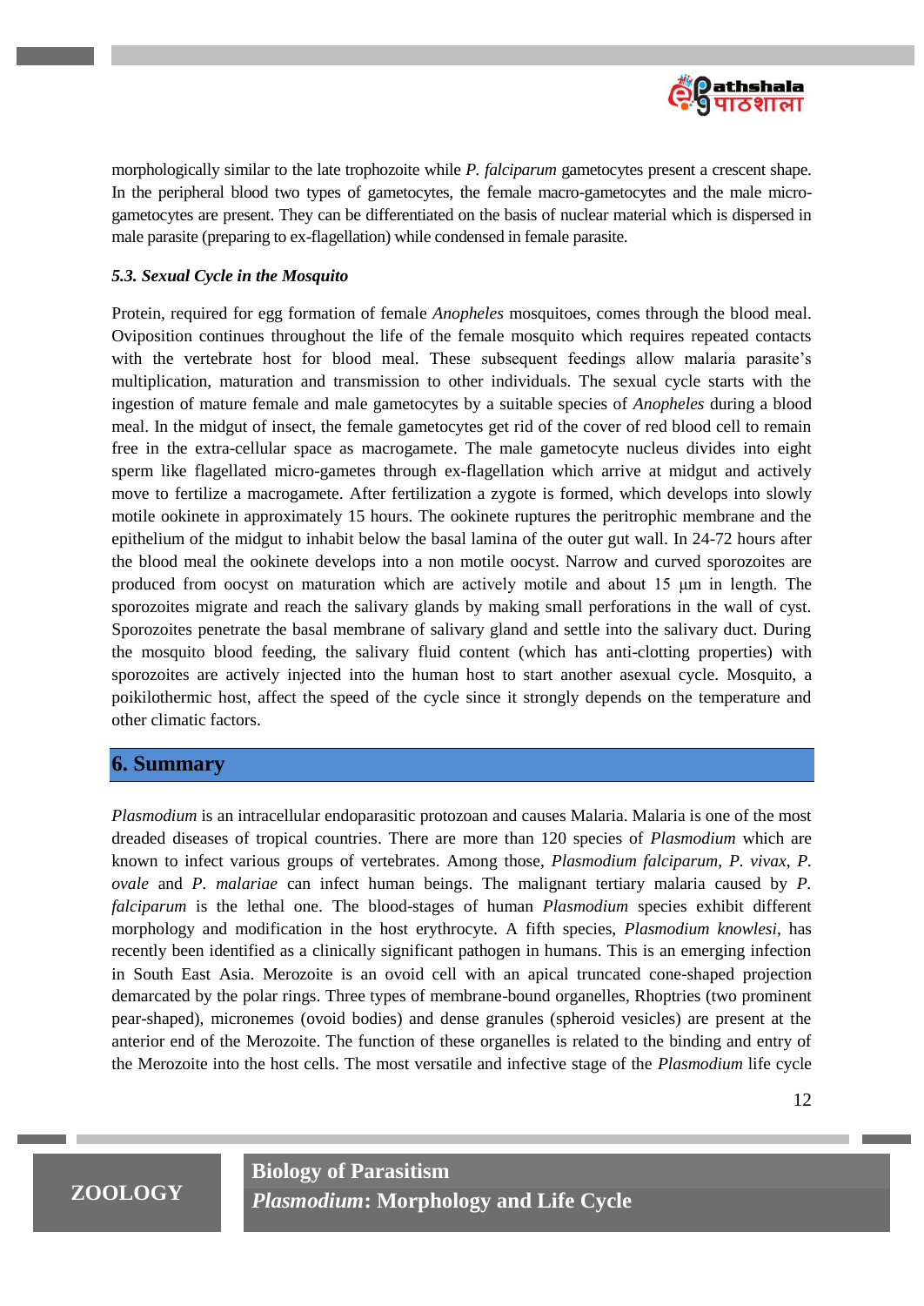morphologically similar to the late trophozoite while *P. falciparum* gametocytes present a crescent shape. In the peripheral blood two types of gametocytes, the female macro-gametocytes and the male micro-gametocytes are present. They can be differentiated on the basis of nuclear material which is dispersed in male parasite (preparing to ex-flagellation) while condensed in female parasite.

### *5.3. Sexual Cycle in the Mosquito*

Protein, required for egg formation of female *Anopheles* mosquitoes, comes through the blood meal. Oviposition continues throughout the life of the female mosquito which requires repeated contacts with the vertebrate host for blood meal. These subsequent feedings allow malaria parasite's multiplication, maturation and transmission to other individuals. The sexual cycle starts with the ingestion of mature female and male gametocytes by a suitable species of *Anopheles* during a blood meal. In the midgut of insect, the female gametocytes get rid of the cover of red blood cell to remain free in the extra-cellular space as macrogamete. The male gametocyte nucleus divides into eight sperm like flagellated micro-gametes through ex-flagellation which arrive at midgut and actively move to fertilize a macrogamete. After fertilization a zygote is formed, which develops into slowly motile ookinete in approximately 15 hours. The ookinete ruptures the peritrophic membrane and the epithelium of the midgut to inhabit below the basal lamina of the outer gut wall. In 24-72 hours after the blood meal the ookinete develops into a non motile oocyst. Narrow and curved sporozoites are produced from oocyst on maturation which are actively motile and about 15 µm in length. The sporozoites migrate and reach the salivary glands by making small perforations in the wall of cyst. Sporozoites penetrate the basal membrane of salivary gland and settle into the salivary duct. During the mosquito blood feeding, the salivary fluid content (which has anti-clotting properties) with sporozoites are actively injected into the human host to start another asexual cycle. Mosquito, a poikilothermic host, affect the speed of the cycle since it strongly depends on the temperature and other climatic factors.

## 6. Summary

*Plasmodium* is an intracellular endoparasitic protozoan and causes Malaria. Malaria is one of the most dreaded diseases of tropical countries. There are more than 120 species of *Plasmodium* which are known to infect various groups of vertebrates. Among those, *Plasmodium falciparum*, *P. vivax*, *P. ovale* and *P. malariae* can infect human beings. The malignant tertiary malaria caused by *P. falciparum* is the lethal one. The blood-stages of human *Plasmodium* species exhibit different morphology and modification in the host erythrocyte. A fifth species, *Plasmodium knowlesi*, has recently been identified as a clinically significant pathogen in humans. This is an emerging infection in South East Asia. Merozoite is an ovoid cell with an apical truncated cone-shaped projection demarcated by the polar rings. Three types of membrane-bound organelles, Rhoptries (two prominent pear-shaped), micronemes (ovoid bodies) and dense granules (spheroid vesicles) are present at the anterior end of the Merozoite. The function of these organelles is related to the binding and entry of the Merozoite into the host cells. The most versatile and infective stage of the *Plasmodium* life cycle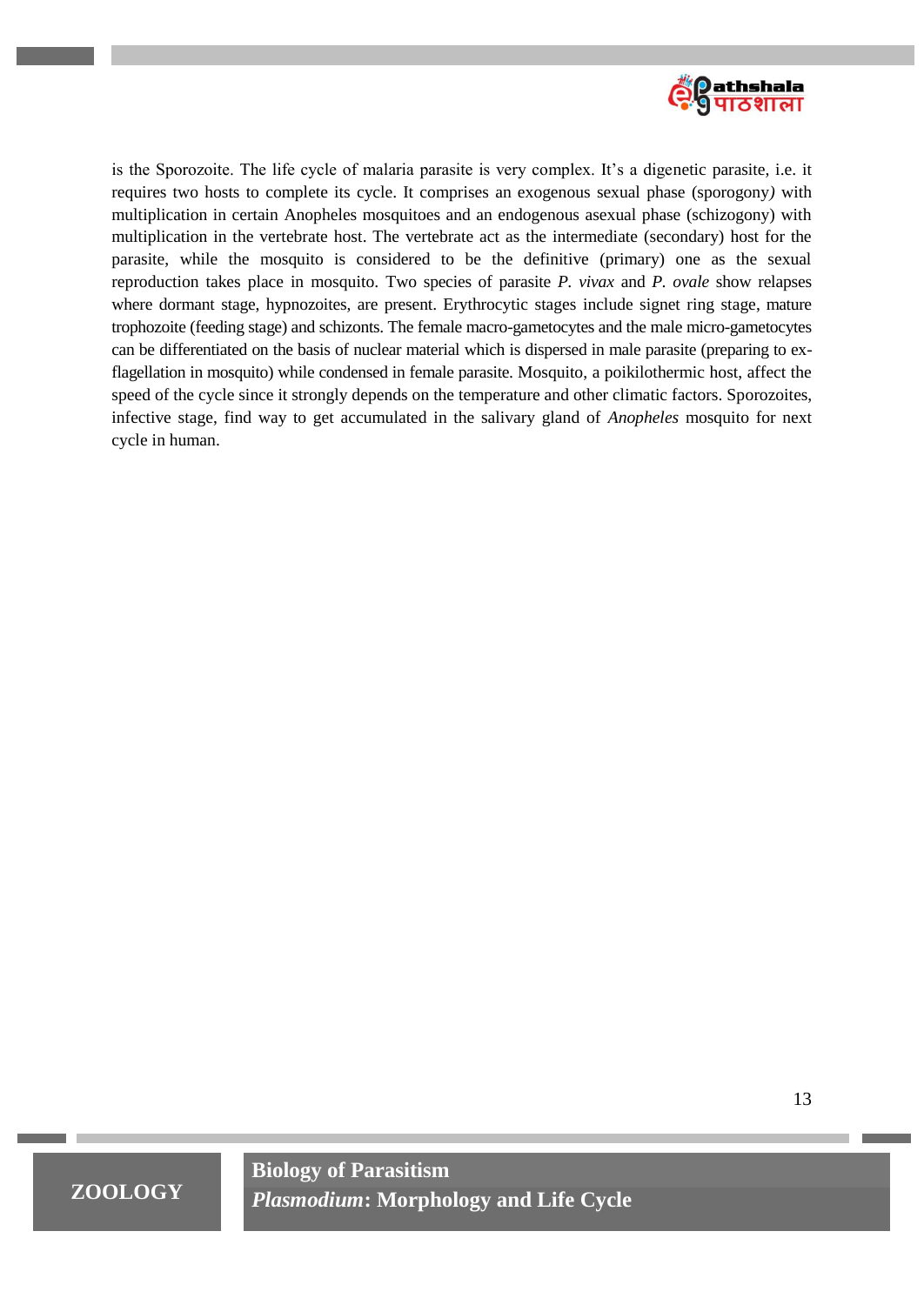is the Sporozoite. The life cycle of malaria parasite is very complex. It's a digenetic parasite, i.e. it requires two hosts to complete its cycle. It comprises an exogenous sexual phase (sporogony*)* with multiplication in certain Anopheles mosquitoes and an endogenous asexual phase (schizogony) with multiplication in the vertebrate host. The vertebrate act as the intermediate (secondary) host for the parasite, while the mosquito is considered to be the definitive (primary) one as the sexual reproduction takes place in mosquito. Two species of parasite *P. vivax* and *P. ovale* show relapses where dormant stage, hypnozoites, are present. Erythrocytic stages include signet ring stage, mature trophozoite (feeding stage) and schizonts. The female macro-gametocytes and the male micro-gametocytes can be differentiated on the basis of nuclear material which is dispersed in male parasite (preparing to ex-flagellation in mosquito) while condensed in female parasite. Mosquito, a poikilothermic host, affect the speed of the cycle since it strongly depends on the temperature and other climatic factors. Sporozoites, infective stage, find way to get accumulated in the salivary gland of *Anopheles* mosquito for next cycle in human.